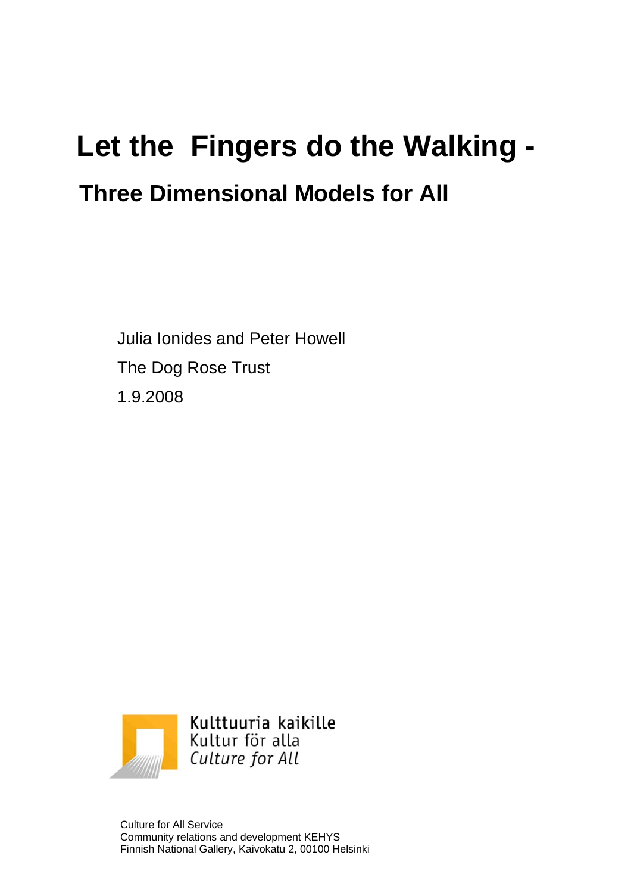# Let the Fingers do the Walking -

## Three Dimensional Models for All

Julia Ionides and Peter Howell

The Dog Rose Trust

1.9.2008

Kulttuuria kaikille
Kultur för alla
*Culture for All*

Culture for All Service
Community relations and development KEHYS
Finnish National Gallery, Kaivokatu 2, 00100 Helsinki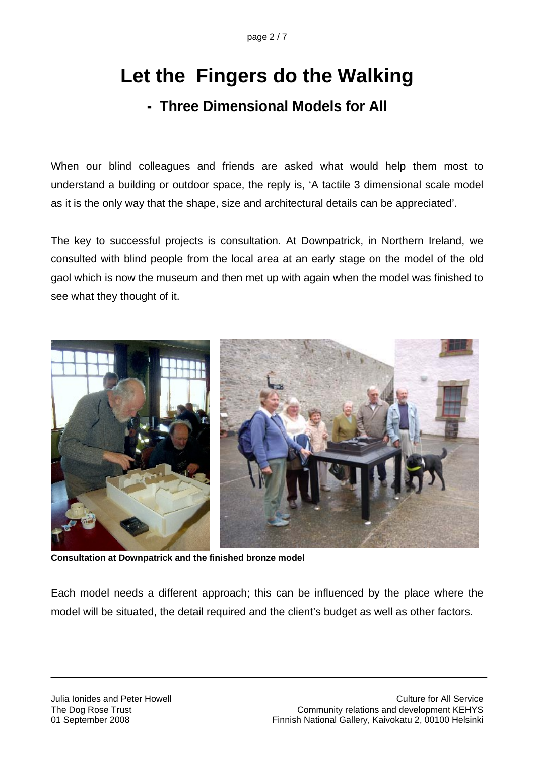# Let the Fingers do the Walking

## - Three Dimensional Models for All

When our blind colleagues and friends are asked what would help them most to understand a building or outdoor space, the reply is, 'A tactile 3 dimensional scale model as it is the only way that the shape, size and architectural details can be appreciated'.

The key to successful projects is consultation. At Downpatrick, in Northern Ireland, we consulted with blind people from the local area at an early stage on the model of the old gaol which is now the museum and then met up with again when the model was finished to see what they thought of it.

**Consultation at Downpatrick and the finished bronze model**

Each model needs a different approach; this can be influenced by the place where the model will be situated, the detail required and the client's budget as well as other factors.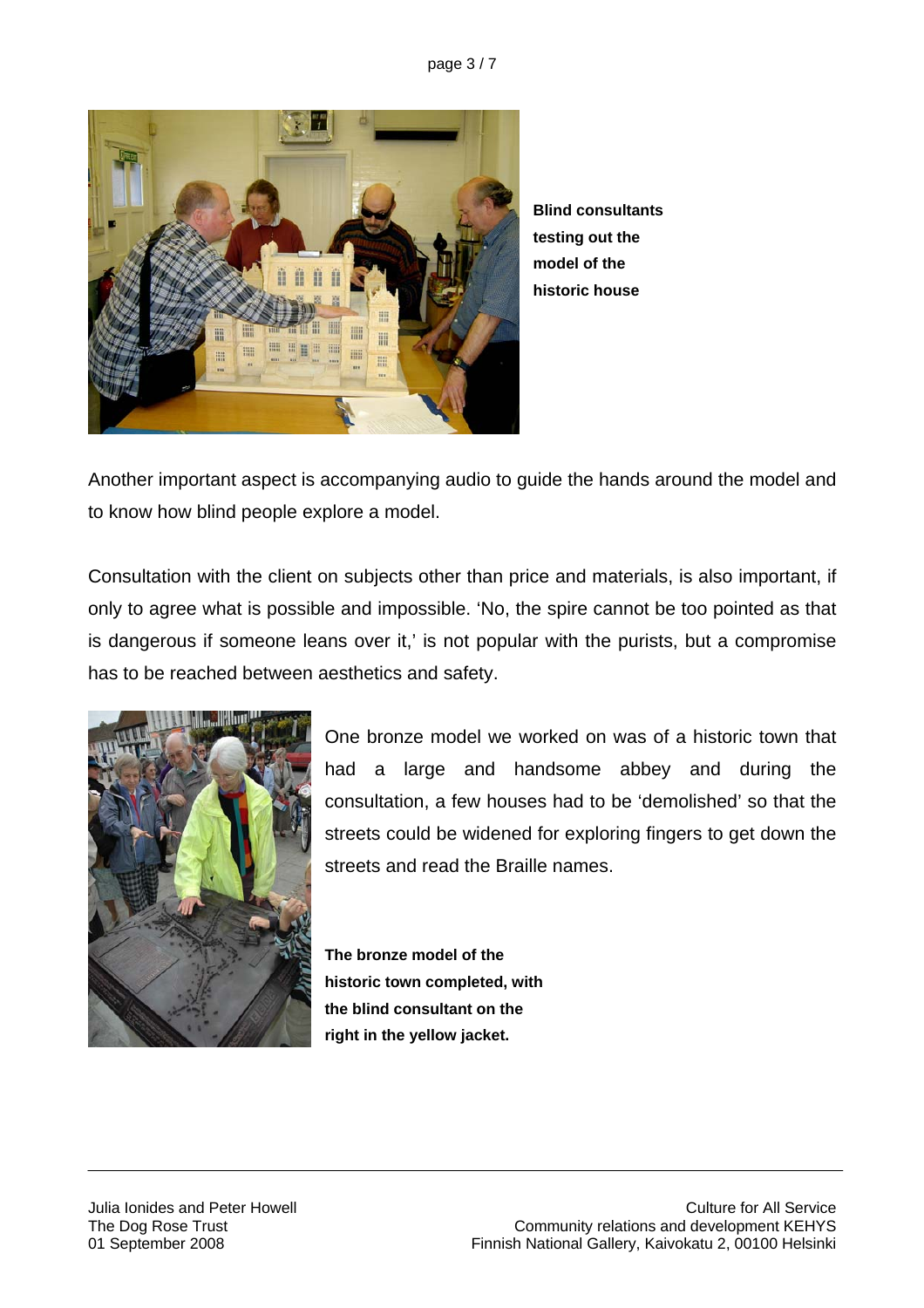**Blind consultants testing out the model of the historic house**

Another important aspect is accompanying audio to guide the hands around the model and to know how blind people explore a model.

Consultation with the client on subjects other than price and materials, is also important, if only to agree what is possible and impossible. 'No, the spire cannot be too pointed as that is dangerous if someone leans over it,' is not popular with the purists, but a compromise has to be reached between aesthetics and safety.

One bronze model we worked on was of a historic town that had a large and handsome abbey and during the consultation, a few houses had to be 'demolished' so that the streets could be widened for exploring fingers to get down the streets and read the Braille names.

**The bronze model of the historic town completed, with the blind consultant on the right in the yellow jacket.**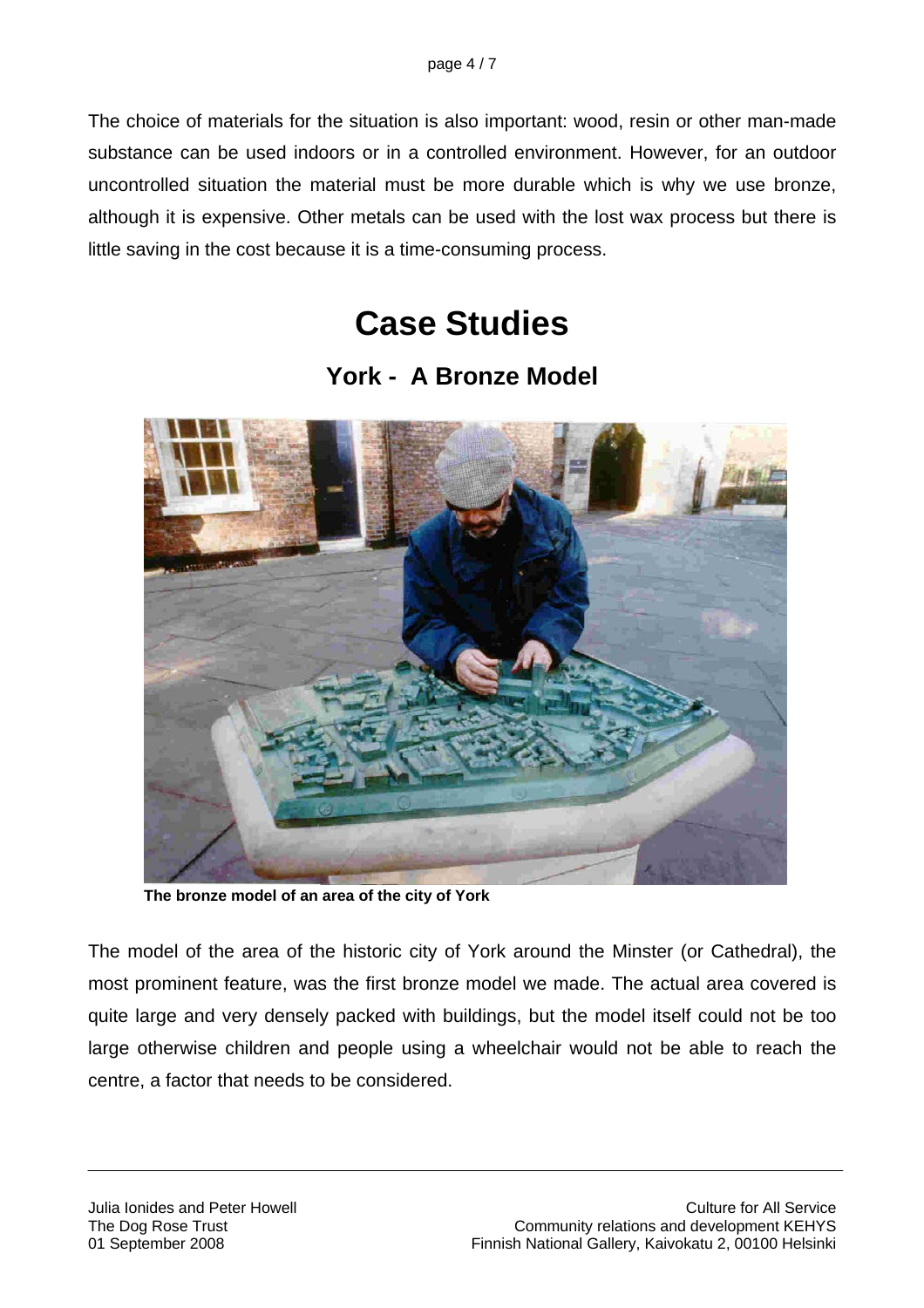The choice of materials for the situation is also important: wood, resin or other man-made substance can be used indoors or in a controlled environment. However, for an outdoor uncontrolled situation the material must be more durable which is why we use bronze, although it is expensive. Other metals can be used with the lost wax process but there is little saving in the cost because it is a time-consuming process.

# Case Studies

## York - A Bronze Model

**The bronze model of an area of the city of York**

The model of the area of the historic city of York around the Minster (or Cathedral), the most prominent feature, was the first bronze model we made. The actual area covered is quite large and very densely packed with buildings, but the model itself could not be too large otherwise children and people using a wheelchair would not be able to reach the centre, a factor that needs to be considered.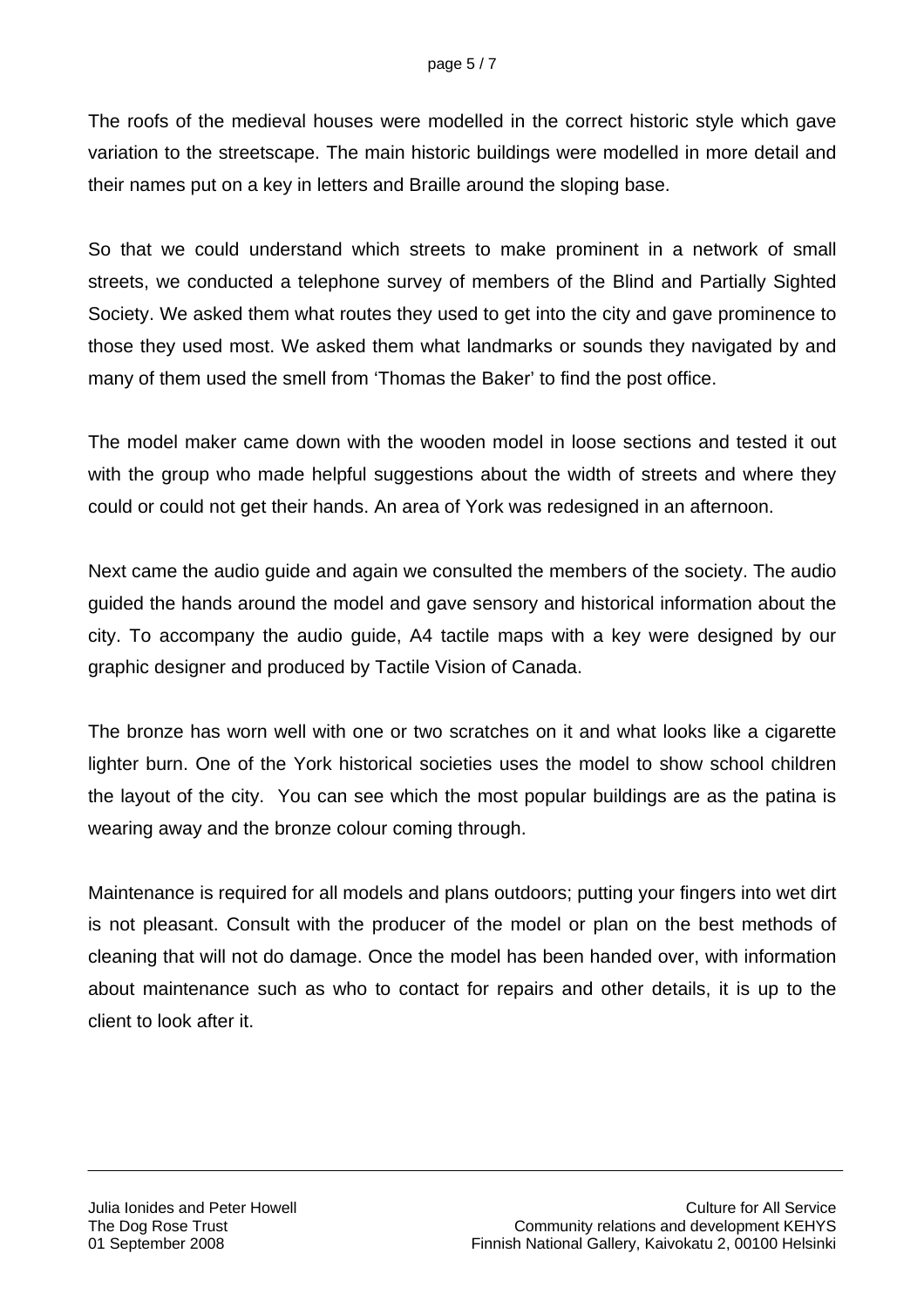The roofs of the medieval houses were modelled in the correct historic style which gave variation to the streetscape. The main historic buildings were modelled in more detail and their names put on a key in letters and Braille around the sloping base.

So that we could understand which streets to make prominent in a network of small streets, we conducted a telephone survey of members of the Blind and Partially Sighted Society. We asked them what routes they used to get into the city and gave prominence to those they used most. We asked them what landmarks or sounds they navigated by and many of them used the smell from 'Thomas the Baker' to find the post office.

The model maker came down with the wooden model in loose sections and tested it out with the group who made helpful suggestions about the width of streets and where they could or could not get their hands. An area of York was redesigned in an afternoon.

Next came the audio guide and again we consulted the members of the society. The audio guided the hands around the model and gave sensory and historical information about the city. To accompany the audio guide, A4 tactile maps with a key were designed by our graphic designer and produced by Tactile Vision of Canada.

The bronze has worn well with one or two scratches on it and what looks like a cigarette lighter burn. One of the York historical societies uses the model to show school children the layout of the city. You can see which the most popular buildings are as the patina is wearing away and the bronze colour coming through.

Maintenance is required for all models and plans outdoors; putting your fingers into wet dirt is not pleasant. Consult with the producer of the model or plan on the best methods of cleaning that will not do damage. Once the model has been handed over, with information about maintenance such as who to contact for repairs and other details, it is up to the client to look after it.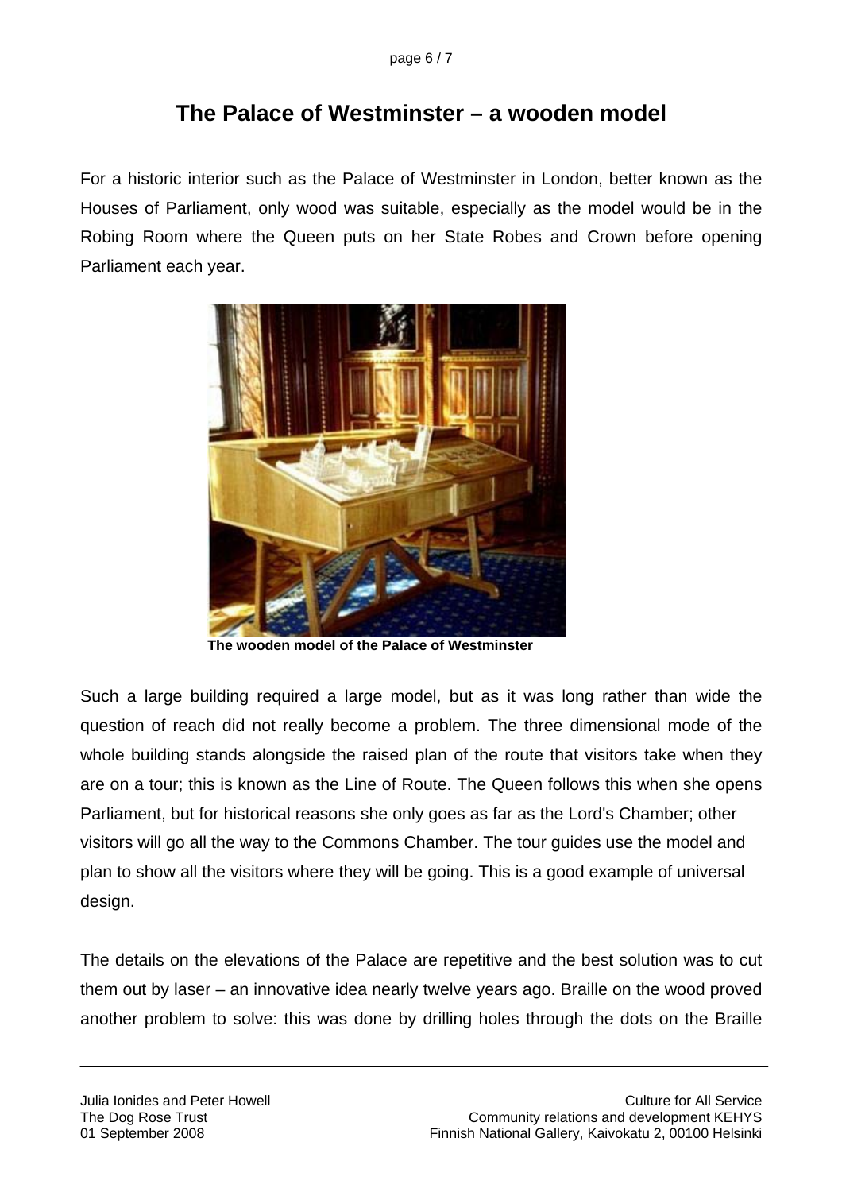# The Palace of Westminster – a wooden model

For a historic interior such as the Palace of Westminster in London, better known as the Houses of Parliament, only wood was suitable, especially as the model would be in the Robing Room where the Queen puts on her State Robes and Crown before opening Parliament each year.

**The wooden model of the Palace of Westminster**

Such a large building required a large model, but as it was long rather than wide the question of reach did not really become a problem. The three dimensional mode of the whole building stands alongside the raised plan of the route that visitors take when they are on a tour; this is known as the Line of Route. The Queen follows this when she opens Parliament, but for historical reasons she only goes as far as the Lord's Chamber; other visitors will go all the way to the Commons Chamber. The tour guides use the model and plan to show all the visitors where they will be going. This is a good example of universal design.

The details on the elevations of the Palace are repetitive and the best solution was to cut them out by laser – an innovative idea nearly twelve years ago. Braille on the wood proved another problem to solve: this was done by drilling holes through the dots on the Braille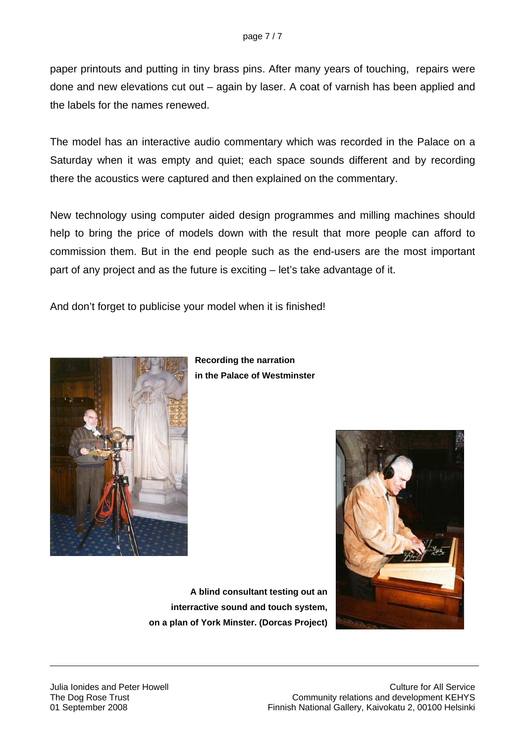paper printouts and putting in tiny brass pins. After many years of touching, repairs were done and new elevations cut out – again by laser. A coat of varnish has been applied and the labels for the names renewed.

The model has an interactive audio commentary which was recorded in the Palace on a Saturday when it was empty and quiet; each space sounds different and by recording there the acoustics were captured and then explained on the commentary.

New technology using computer aided design programmes and milling machines should help to bring the price of models down with the result that more people can afford to commission them. But in the end people such as the end-users are the most important part of any project and as the future is exciting – let's take advantage of it.

And don't forget to publicise your model when it is finished!

**Recording the narration in the Palace of Westminster**

**A blind consultant testing out an interractive sound and touch system, on a plan of York Minster. (Dorcas Project)**

Julia Ionides and Peter Howell
The Dog Rose Trust
01 September 2008

Culture for All Service
Community relations and development KEHYS
Finnish National Gallery, Kaivokatu 2, 00100 Helsinki